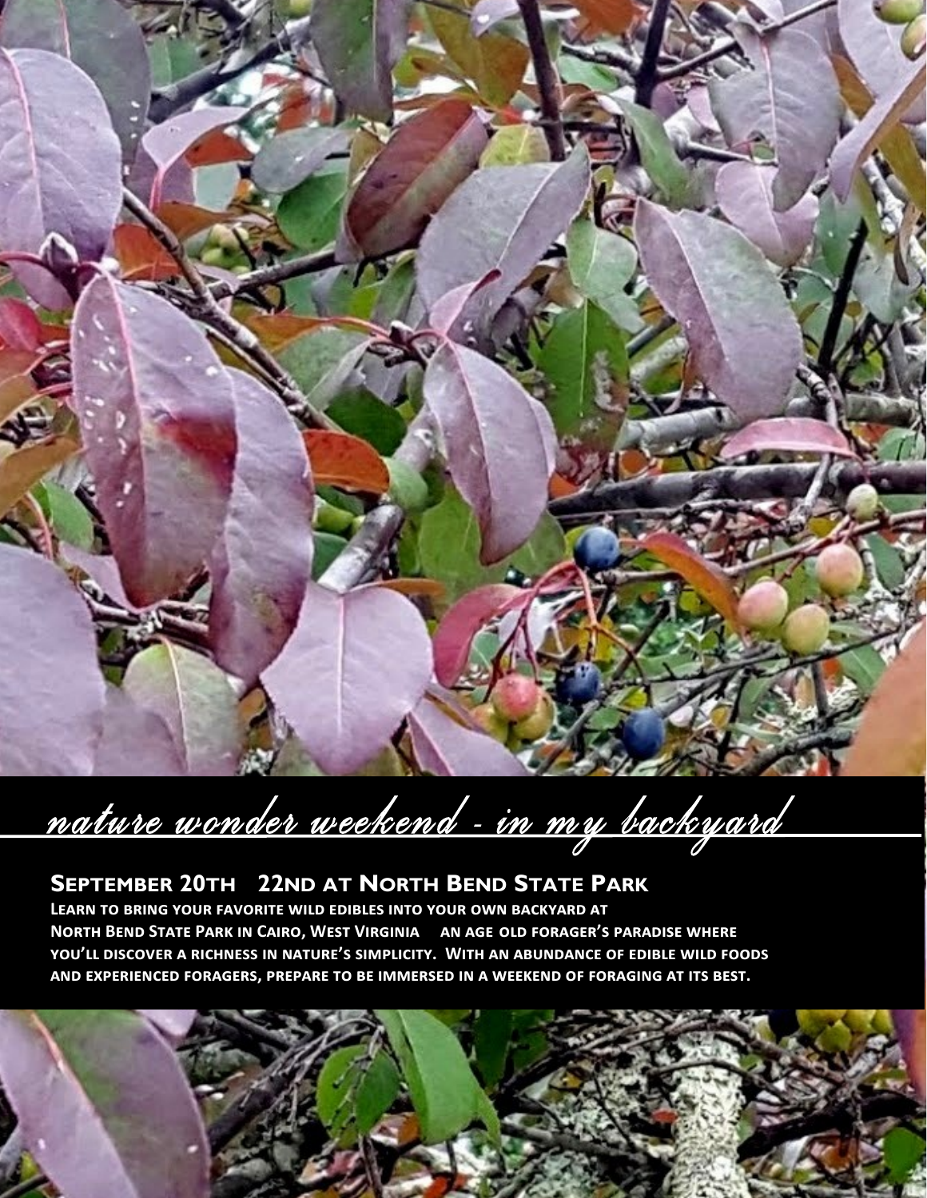*nature wonder weekend - in my backyard*

## September 20th 22nd at North Bend State Park

**Learn to bring your favorite wild edibles into your own backyard at North Bend State Park in Cairo, West Virginia an age old forager's paradise where you'll discover a richness in nature's simplicity. With an abundance of edible wild foods and experienced foragers, prepare to be immersed in a weekend of foraging at its best.**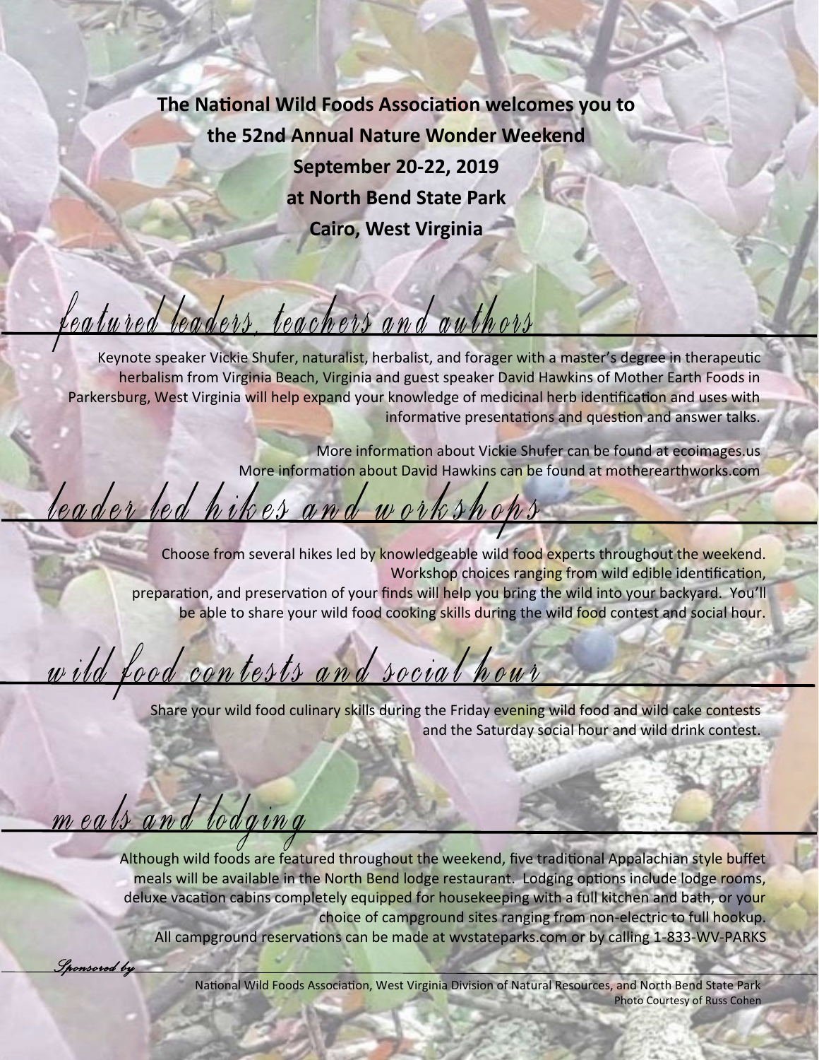**The National Wild Foods Association welcomes you to**
**the 52nd Annual Nature Wonder Weekend**
**September 20-22, 2019**
**at North Bend State Park**
**Cairo, West Virginia**

## featured leaders, teachers and authors

Keynote speaker Vickie Shufer, naturalist, herbalist, and forager with a master's degree in therapeutic herbalism from Virginia Beach, Virginia and guest speaker David Hawkins of Mother Earth Foods in Parkersburg, West Virginia will help expand your knowledge of medicinal herb identification and uses with informative presentations and question and answer talks.

More information about Vickie Shufer can be found at ecoimages.us
More information about David Hawkins can be found at motherearthworks.com

## leader led hikes and workshops

Choose from several hikes led by knowledgeable wild food experts throughout the weekend. Workshop choices ranging from wild edible identification, preparation, and preservation of your finds will help you bring the wild into your backyard. You'll be able to share your wild food cooking skills during the wild food contest and social hour.

## wild food contests and social hour

Share your wild food culinary skills during the Friday evening wild food and wild cake contests and the Saturday social hour and wild drink contest.

## meals and lodging

Although wild foods are featured throughout the weekend, five traditional Appalachian style buffet meals will be available in the North Bend lodge restaurant. Lodging options include lodge rooms, deluxe vacation cabins completely equipped for housekeeping with a full kitchen and bath, or your choice of campground sites ranging from non-electric to full hookup.
All campground reservations can be made at wvstateparks.com or by calling 1-833-WV-PARKS

*Sponsored by*

National Wild Foods Association, West Virginia Division of Natural Resources, and North Bend State Park

Photo Courtesy of Russ Cohen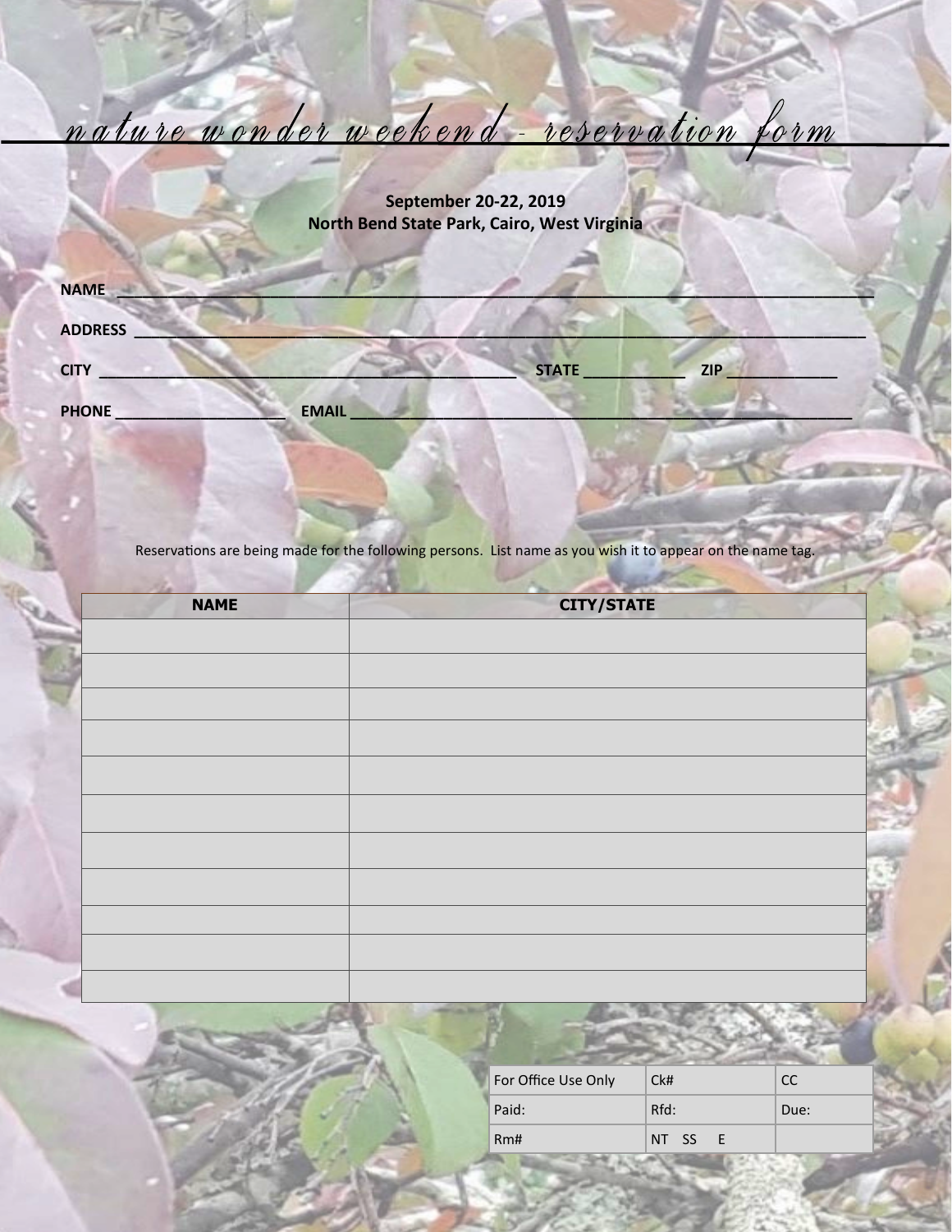# nature wonder weekend - reservation form

**September 20-22, 2019**
**North Bend State Park, Cairo, West Virginia**

**NAME** ______________________________________________________________________________

**ADDRESS** ____________________________________________________________________________

**CITY** ________________________________________ **STATE** __________ **ZIP** ___________

**PHONE** __________________ **EMAIL** ___________________________________________________

Reservations are being made for the following persons. List name as you wish it to appear on the name tag.

| NAME | CITY/STATE |
|---|---|
| | |
| | |
| | |
| | |
| | |
| | |
| | |
| | |
| | |
| | |
| | |

| For Office Use Only | Ck# | CC |
|---|---|---|
| Paid: | Rfd: | Due: |
| Rm# | NT SS E | |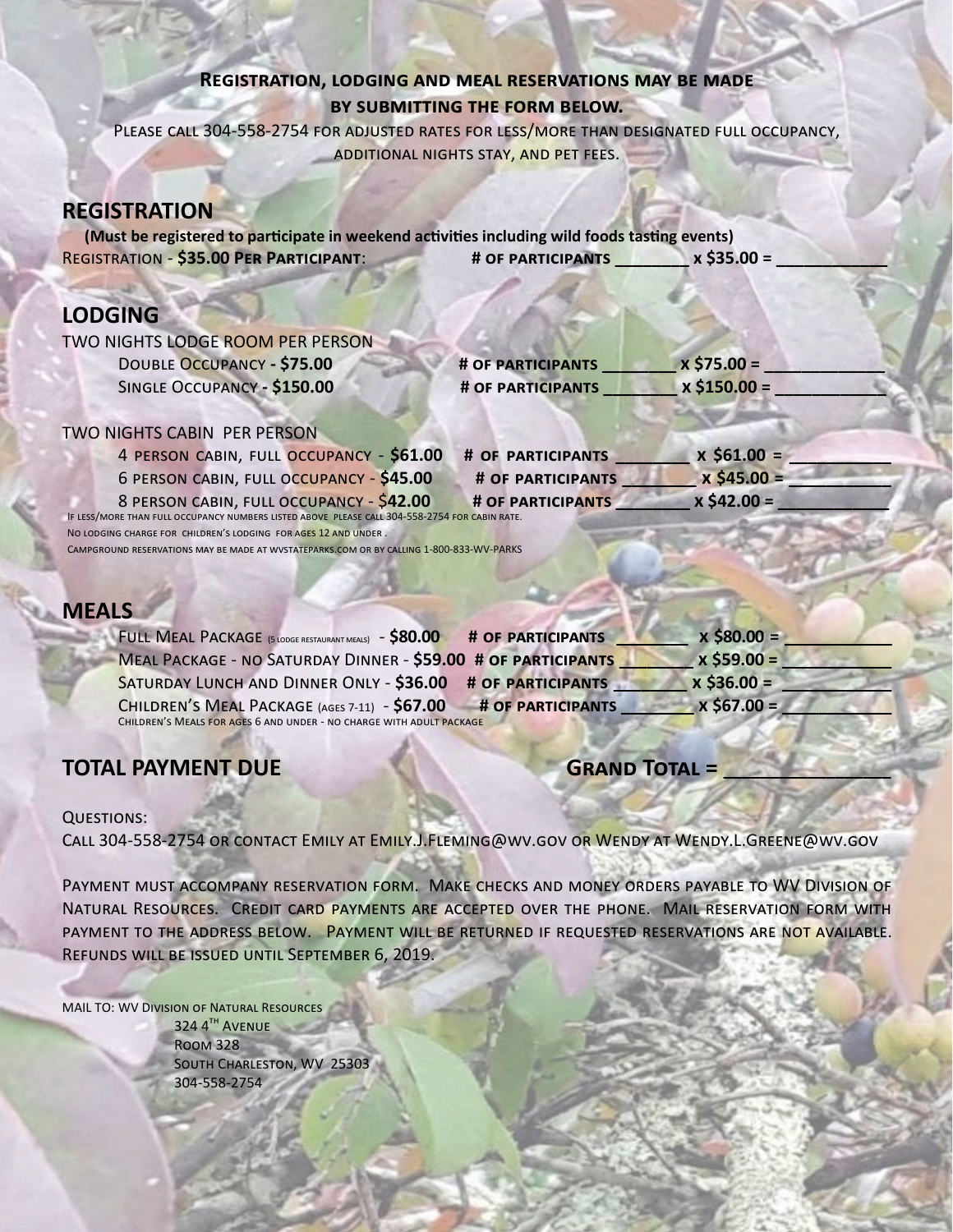**Registration, lodging and meal reservations may be made by submitting the form below.**

Please call 304-558-2754 for adjusted rates for less/more than designated full occupancy, additional nights stay, and pet fees.

## REGISTRATION

**(Must be registered to participate in weekend activities including wild foods tasting events)**

Registration - **$35.00 Per Participant**: **# of participants ________ x $35.00 = ___________**

## LODGING

TWO NIGHTS LODGE ROOM PER PERSON

Double Occupancy - **$75.00** **# of participants ________ x $75.00 = ____________**

Single Occupancy - **$150.00** **# of participants ________ x $150.00 = ___________**

TWO NIGHTS CABIN PER PERSON

4 person cabin, full occupancy - **$61.00** **# of participants ________ x $61.00 = __________**

6 person cabin, full occupancy - **$45.00** **# of participants ________ x $45.00 = __________**

8 person cabin, full occupancy - $**42.00** **# of participants ________ x $42.00 = ___________**

If less/more than full occupancy numbers listed above please call 304-558-2754 for cabin rate.

No lodging charge for children's lodging for ages 12 and under.

Campground reservations may be made at wvstateparks.com or by calling 1-800-833-WV-PARKS

## MEALS

Full Meal Package (5 lodge restaurant meals) - **$80.00** **# of participants ________ x $80.00 = __________**

Meal Package - no Saturday Dinner - **$59.00** **# of participants ________ x $59.00 = __________**

Saturday Lunch and Dinner Only - **$36.00** **# of participants ________ x $36.00 = __________**

Children's Meal Package (ages 7-11) - **$67.00** **# of participants ________ x $67.00 = __________**

Children's Meals for ages 6 and under - no charge with adult package

## TOTAL PAYMENT DUE

**Grand Total = ______________**

Questions:

Call 304-558-2754 or contact Emily at Emily.J.Fleming@wv.gov or Wendy at Wendy.L.Greene@wv.gov

Payment must accompany reservation form. Make checks and money orders payable to WV Division of Natural Resources. Credit card payments are accepted over the phone. Mail reservation form with payment to the address below. Payment will be returned if requested reservations are not available. Refunds will be issued until September 6, 2019.

MAIL TO: WV Division of Natural Resources
324 4th Avenue
Room 328
South Charleston, WV 25303
304-558-2754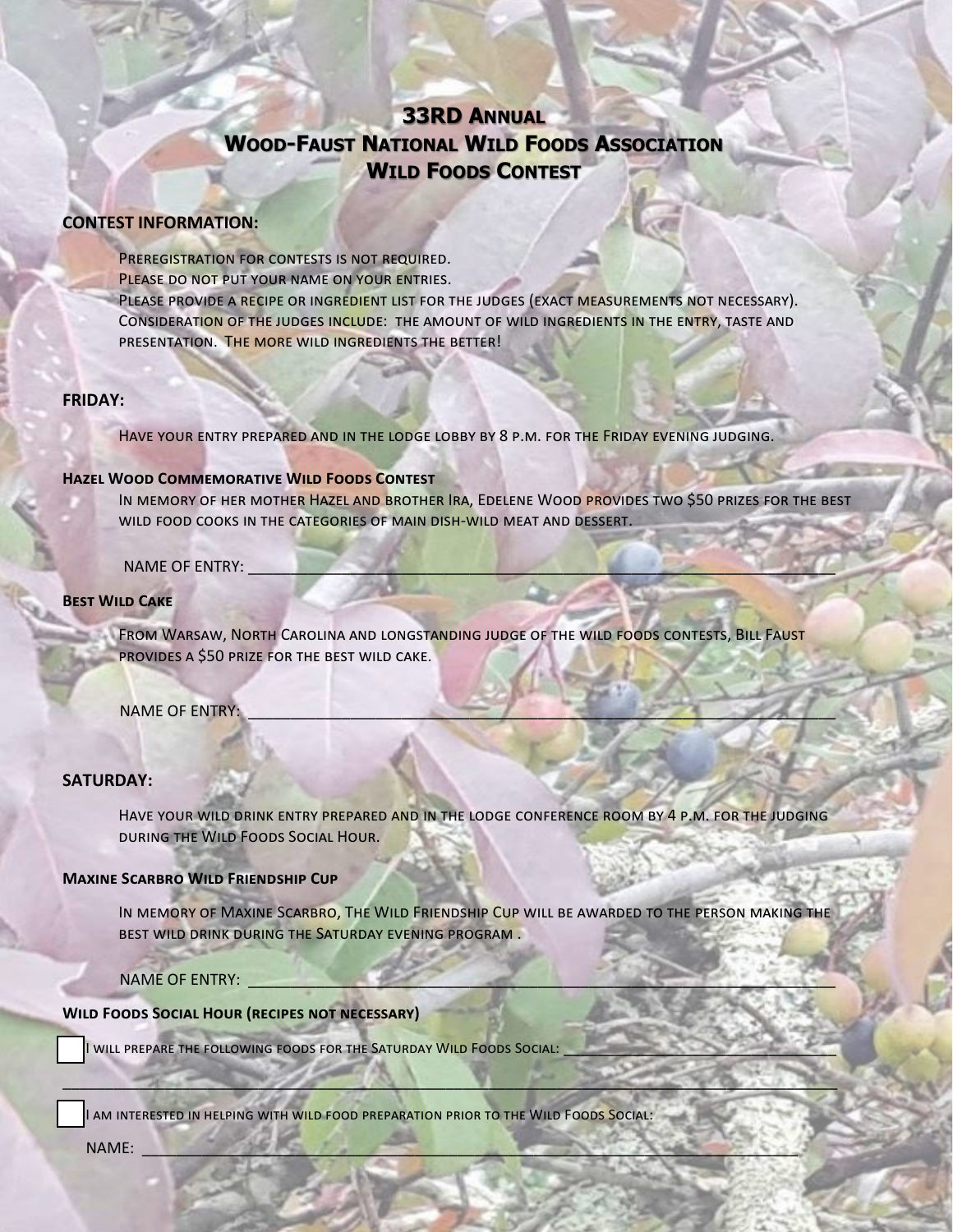# 33RD Annual Wood-Faust National Wild Foods Association Wild Foods Contest

## CONTEST INFORMATION:

Preregistration for contests is not required.
Please do not put your name on your entries.
Please provide a recipe or ingredient list for the judges (exact measurements not necessary).
Consideration of the judges include: the amount of wild ingredients in the entry, taste and presentation. The more wild ingredients the better!

## FRIDAY:

Have your entry prepared and in the lodge lobby by 8 p.m. for the Friday evening judging.

### Hazel Wood Commemorative Wild Foods Contest

In memory of her mother Hazel and brother Ira, Edelene Wood provides two $50 prizes for the best wild food cooks in the categories of main dish-wild meat and dessert.

NAME OF ENTRY: ____________________________________________

### Best Wild Cake

From Warsaw, North Carolina and longstanding judge of the wild foods contests, Bill Faust provides a $50 prize for the best wild cake.

NAME OF ENTRY: ____________________________________________

## SATURDAY:

Have your wild drink entry prepared and in the lodge conference room by 4 p.m. for the judging during the Wild Foods Social Hour.

### Maxine Scarbro Wild Friendship Cup

In memory of Maxine Scarbro, The Wild Friendship Cup will be awarded to the person making the best wild drink during the Saturday evening program .

NAME OF ENTRY: ____________________________________________

### Wild Foods Social Hour (recipes not necessary)

☐ I will prepare the following foods for the Saturday Wild Foods Social: ______________________

____________________________________________________________

☐ I am interested in helping with wild food preparation prior to the Wild Foods Social:

NAME: ____________________________________________